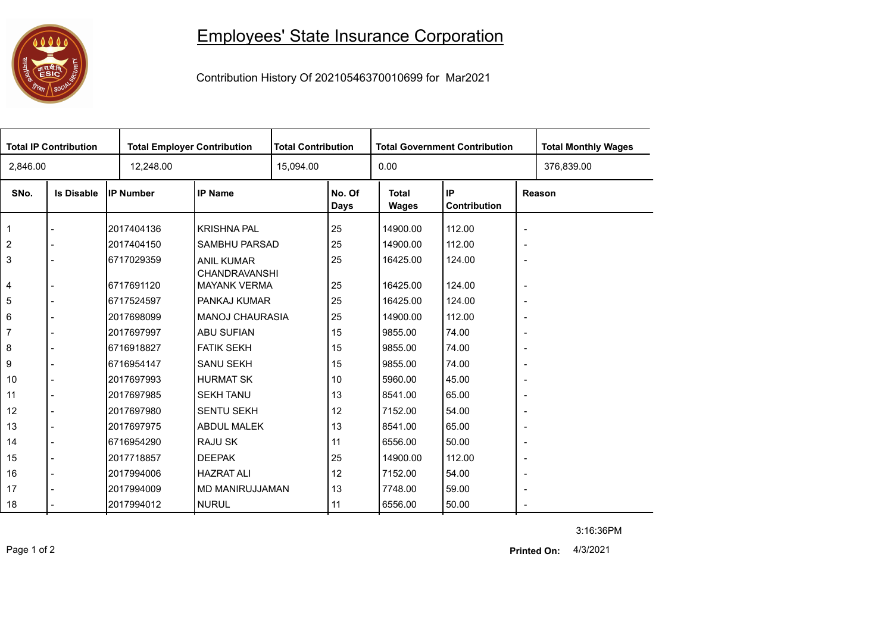# Employees' State Insurance Corporation

Contribution History Of 20210546370010699 for Mar2021

| Total IP Contribution | Total Employer Contribution | Total Contribution | Total Government Contribution | Total Monthly Wages |
|---|---|---|---|---|
| 2,846.00 | 12,248.00 | 15,094.00 | 0.00 | 376,839.00 |

| SNo. | Is Disable | IP Number | IP Name | No. Of Days | Total Wages | IP Contribution | Reason |
|---|---|---|---|---|---|---|---|
| 1 | - | 2017404136 | KRISHNA PAL | 25 | 14900.00 | 112.00 | - |
| 2 | - | 2017404150 | SAMBHU PARSAD | 25 | 14900.00 | 112.00 | - |
| 3 | - | 6717029359 | ANIL KUMAR CHANDRAVANSHI | 25 | 16425.00 | 124.00 | - |
| 4 | - | 6717691120 | MAYANK VERMA | 25 | 16425.00 | 124.00 | - |
| 5 | - | 6717524597 | PANKAJ KUMAR | 25 | 16425.00 | 124.00 | - |
| 6 | - | 2017698099 | MANOJ CHAURASIA | 25 | 14900.00 | 112.00 | - |
| 7 | - | 2017697997 | ABU SUFIAN | 15 | 9855.00 | 74.00 | - |
| 8 | - | 6716918827 | FATIK SEKH | 15 | 9855.00 | 74.00 | - |
| 9 | - | 6716954147 | SANU SEKH | 15 | 9855.00 | 74.00 | - |
| 10 | - | 2017697993 | HURMAT SK | 10 | 5960.00 | 45.00 | - |
| 11 | - | 2017697985 | SEKH TANU | 13 | 8541.00 | 65.00 | - |
| 12 | - | 2017697980 | SENTU SEKH | 12 | 7152.00 | 54.00 | - |
| 13 | - | 2017697975 | ABDUL MALEK | 13 | 8541.00 | 65.00 | - |
| 14 | - | 6716954290 | RAJU SK | 11 | 6556.00 | 50.00 | - |
| 15 | - | 2017718857 | DEEPAK | 25 | 14900.00 | 112.00 | - |
| 16 | - | 2017994006 | HAZRAT ALI | 12 | 7152.00 | 54.00 | - |
| 17 | - | 2017994009 | MD MANIRUJJAMAN | 13 | 7748.00 | 59.00 | - |
| 18 | - | 2017994012 | NURUL | 11 | 6556.00 | 50.00 | - |

3:16:36PM

**Printed On:** 4/3/2021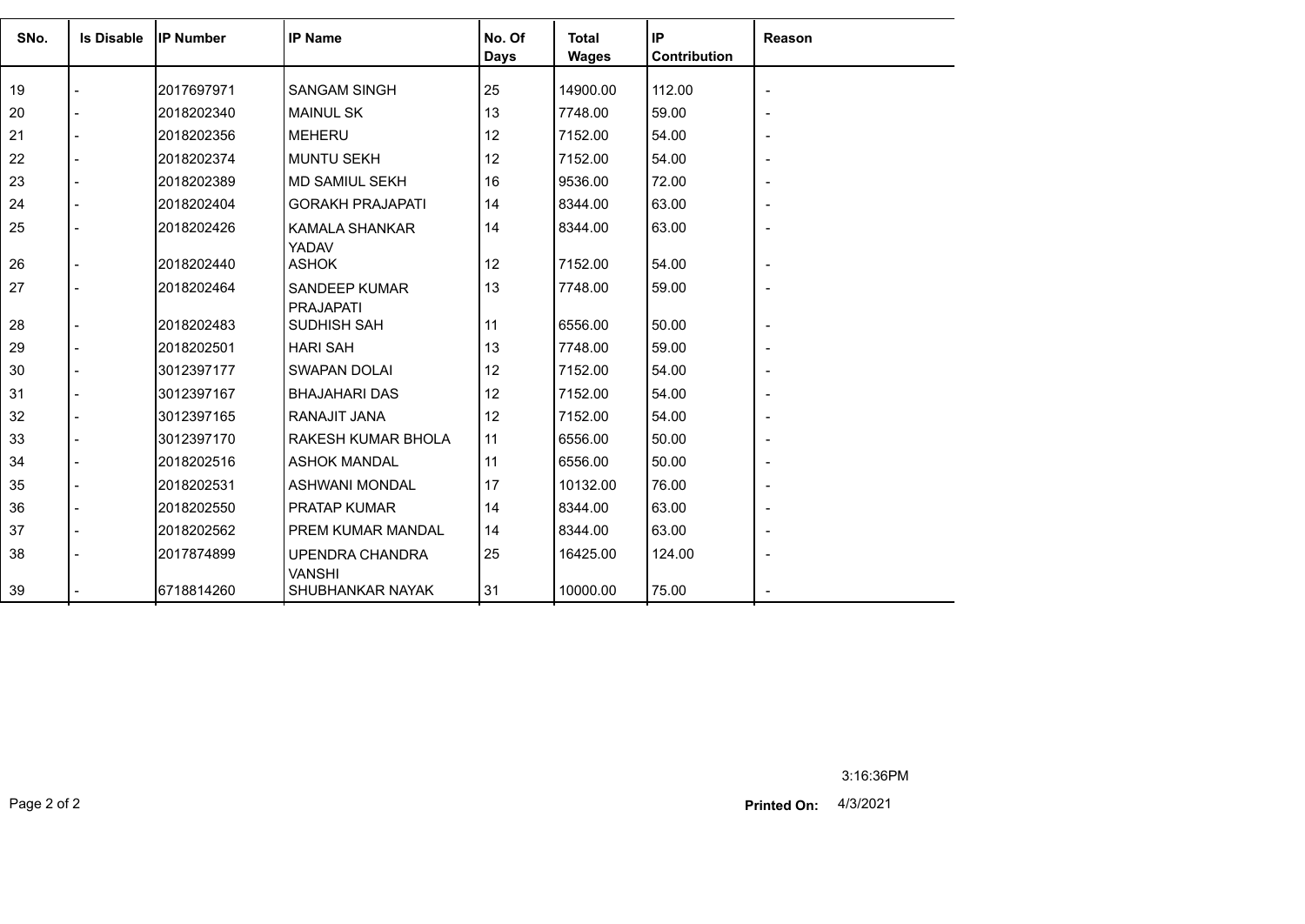| SNo. | Is Disable | IP Number | IP Name | No. Of Days | Total Wages | IP Contribution | Reason |
| --- | --- | --- | --- | --- | --- | --- | --- |
| 19 | - | 2017697971 | SANGAM SINGH | 25 | 14900.00 | 112.00 | - |
| 20 | - | 2018202340 | MAINUL SK | 13 | 7748.00 | 59.00 | - |
| 21 | - | 2018202356 | MEHERU | 12 | 7152.00 | 54.00 | - |
| 22 | - | 2018202374 | MUNTU SEKH | 12 | 7152.00 | 54.00 | - |
| 23 | - | 2018202389 | MD SAMIUL SEKH | 16 | 9536.00 | 72.00 | - |
| 24 | - | 2018202404 | GORAKH PRAJAPATI | 14 | 8344.00 | 63.00 | - |
| 25 | - | 2018202426 | KAMALA SHANKAR YADAV | 14 | 8344.00 | 63.00 | - |
| 26 | - | 2018202440 | ASHOK | 12 | 7152.00 | 54.00 | - |
| 27 | - | 2018202464 | SANDEEP KUMAR PRAJAPATI | 13 | 7748.00 | 59.00 | - |
| 28 | - | 2018202483 | SUDHISH SAH | 11 | 6556.00 | 50.00 | - |
| 29 | - | 2018202501 | HARI SAH | 13 | 7748.00 | 59.00 | - |
| 30 | - | 3012397177 | SWAPAN DOLAI | 12 | 7152.00 | 54.00 | - |
| 31 | - | 3012397167 | BHAJAHARI DAS | 12 | 7152.00 | 54.00 | - |
| 32 | - | 3012397165 | RANAJIT JANA | 12 | 7152.00 | 54.00 | - |
| 33 | - | 3012397170 | RAKESH KUMAR BHOLA | 11 | 6556.00 | 50.00 | - |
| 34 | - | 2018202516 | ASHOK MANDAL | 11 | 6556.00 | 50.00 | - |
| 35 | - | 2018202531 | ASHWANI MONDAL | 17 | 10132.00 | 76.00 | - |
| 36 | - | 2018202550 | PRATAP KUMAR | 14 | 8344.00 | 63.00 | - |
| 37 | - | 2018202562 | PREM KUMAR MANDAL | 14 | 8344.00 | 63.00 | - |
| 38 | - | 2017874899 | UPENDRA CHANDRA VANSHI | 25 | 16425.00 | 124.00 | - |
| 39 | - | 6718814260 | SHUBHANKAR NAYAK | 31 | 10000.00 | 75.00 | - |

3:16:36PM

**Printed On:** 4/3/2021